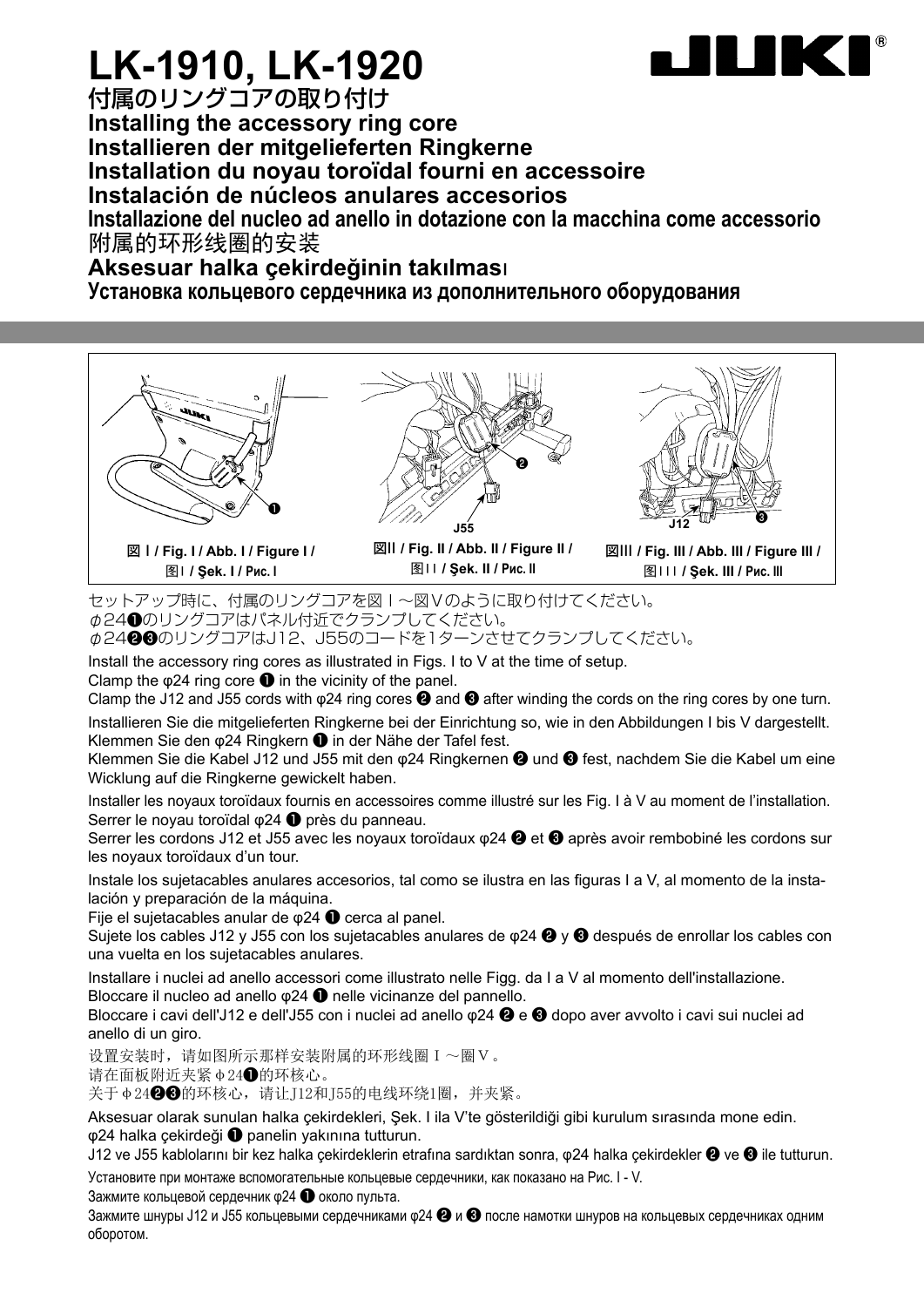# LK-1910, LK-1920

## 付属のリングコアの取り付け
## Installing the accessory ring core
## Installieren der mitgelieferten Ringkerne
## Installation du noyau toroïdal fourni en accessoire
## Instalación de núcleos anulares accesorios
## Installazione del nucleo ad anello in dotazione con la macchina come accessorio
## 附属的环形线圈的安装
## Aksesuar halka çekirdeğinin takılması
## Установка кольцевого сердечника из дополнительного оборудования

❶

図Ⅰ / Fig. I / Abb. I / Figure I / 图Ⅰ / Şek. I / Рис. I

❷ J55

図Ⅱ / Fig. II / Abb. II / Figure II / 图ⅠⅠ / Şek. II / Рис. II

J12 ❸

図Ⅲ / Fig. III / Abb. III / Figure III / 图ⅠⅠⅠ / Şek. III / Рис. III

セットアップ時に、付属のリングコアを図Ⅰ～図Ⅴのように取り付けてください。
φ24❶のリングコアはパネル付近でクランプしてください。
φ24❷❸のリングコアはJ12、J55のコードを1ターンさせてクランプしてください。

Install the accessory ring cores as illustrated in Figs. I to V at the time of setup.
Clamp the φ24 ring core ❶ in the vicinity of the panel.
Clamp the J12 and J55 cords with φ24 ring cores ❷ and ❸ after winding the cords on the ring cores by one turn.

Installieren Sie die mitgelieferten Ringkerne bei der Einrichtung so, wie in den Abbildungen I bis V dargestellt.
Klemmen Sie den φ24 Ringkern ❶ in der Nähe der Tafel fest.
Klemmen Sie die Kabel J12 und J55 mit den φ24 Ringkernen ❷ und ❸ fest, nachdem Sie die Kabel um eine Wicklung auf die Ringkerne gewickelt haben.

Installer les noyaux toroïdaux fournis en accessoires comme illustré sur les Fig. I à V au moment de l'installation.
Serrer le noyau toroïdal φ24 ❶ près du panneau.
Serrer les cordons J12 et J55 avec les noyaux toroïdaux φ24 ❷ et ❸ après avoir rembobiné les cordons sur les noyaux toroïdaux d'un tour.

Instale los sujetacables anulares accesorios, tal como se ilustra en las figuras I a V, al momento de la instalación y preparación de la máquina.
Fije el sujetacables anular de φ24 ❶ cerca al panel.
Sujete los cables J12 y J55 con los sujetacables anulares de φ24 ❷ y ❸ después de enrollar los cables con una vuelta en los sujetacables anulares.

Installare i nuclei ad anello accessori come illustrato nelle Figg. da I a V al momento dell'installazione.
Bloccare il nucleo ad anello φ24 ❶ nelle vicinanze del pannello.
Bloccare i cavi dell'J12 e dell'J55 con i nuclei ad anello φ24 ❷ e ❸ dopo aver avvolto i cavi sui nuclei ad anello di un giro.

设置安装时，请如图所示那样安装附属的环形线圈Ⅰ～圈Ⅴ。
请在面板附近夹紧φ24❶的环核心。
关于φ24❷❸的环核心，请让J12和J55的电线环绕1圈，并夹紧。

Aksesuar olarak sunulan halka çekirdekleri, Şek. I ila V'te gösterildiği gibi kurulum sırasında mone edin.
φ24 halka çekirdeği ❶ panelin yakınına tutturun.
J12 ve J55 kablolarını bir kez halka çekirdeklerin etrafına sardıktan sonra, φ24 halka çekirdekler ❷ ve ❸ ile tutturun.

Установите при монтаже вспомогательные кольцевые сердечники, как показано на Рис. I - V.
Зажмите кольцевой сердечник φ24 ❶ около пульта.
Зажмите шнуры J12 и J55 кольцевыми сердечниками φ24 ❷ и ❸ после намотки шнуров на кольцевых сердечниках одним оборотом.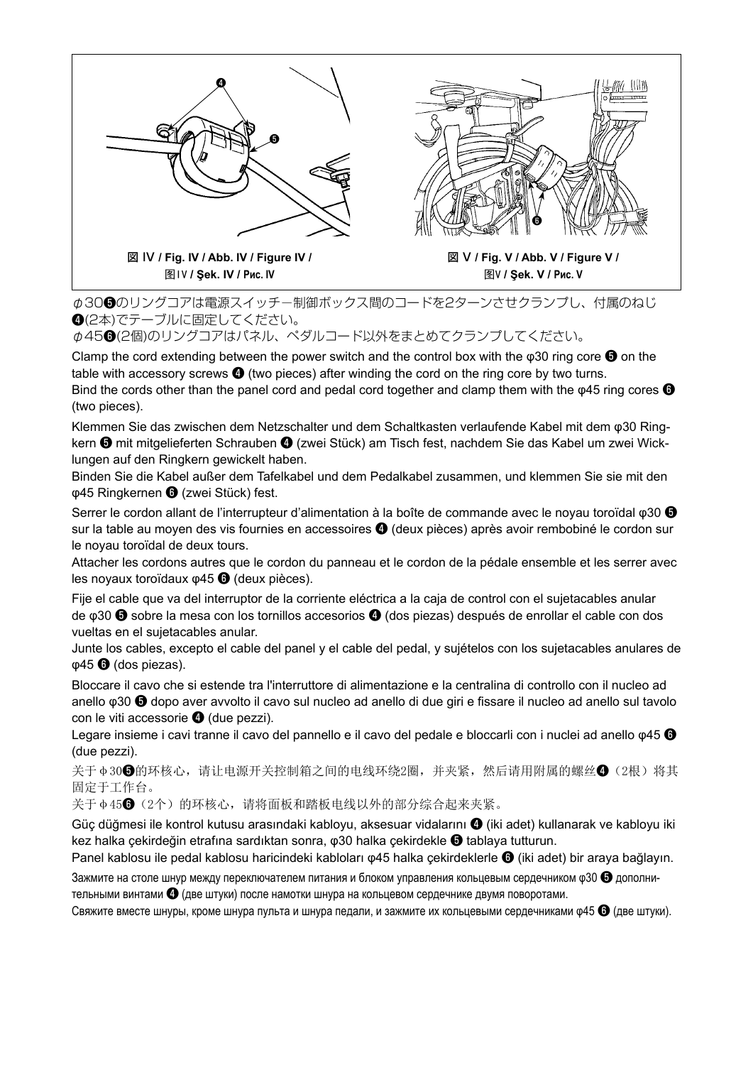図 Ⅳ / Fig. IV / Abb. IV / Figure IV / 图Ⅳ / Şek. IV / Рис. IV

図 Ⅴ / Fig. V / Abb. V / Figure V / 图Ⅴ / Şek. V / Рис. V

φ30❺のリングコアは電源スイッチ－制御ボックス間のコードを2ターンさせクランプし、付属のねじ❹(2本)でテーブルに固定してください。
φ45❻(2個)のリングコアはパネル、ペダルコード以外をまとめてクランプしてください。

Clamp the cord extending between the power switch and the control box with the φ30 ring core ❺ on the table with accessory screws ❹ (two pieces) after winding the cord on the ring core by two turns.
Bind the cords other than the panel cord and pedal cord together and clamp them with the φ45 ring cores ❻ (two pieces).

Klemmen Sie das zwischen dem Netzschalter und dem Schaltkasten verlaufende Kabel mit dem φ30 Ringkern ❺ mit mitgelieferten Schrauben ❹ (zwei Stück) am Tisch fest, nachdem Sie das Kabel um zwei Wicklungen auf den Ringkern gewickelt haben.
Binden Sie die Kabel außer dem Tafelkabel und dem Pedalkabel zusammen, und klemmen Sie sie mit den φ45 Ringkernen ❻ (zwei Stück) fest.

Serrer le cordon allant de l'interrupteur d'alimentation à la boîte de commande avec le noyau toroïdal φ30 ❺ sur la table au moyen des vis fournies en accessoires ❹ (deux pièces) après avoir rembobiné le cordon sur le noyau toroïdal de deux tours.
Attacher les cordons autres que le cordon du panneau et le cordon de la pédale ensemble et les serrer avec les noyaux toroïdaux φ45 ❻ (deux pièces).

Fije el cable que va del interruptor de la corriente eléctrica a la caja de control con el sujetacables anular de φ30 ❺ sobre la mesa con los tornillos accesorios ❹ (dos piezas) después de enrollar el cable con dos vueltas en el sujetacables anular.
Junte los cables, excepto el cable del panel y el cable del pedal, y sujételos con los sujetacables anulares de φ45 ❻ (dos piezas).

Bloccare il cavo che si estende tra l'interruttore di alimentazione e la centralina di controllo con il nucleo ad anello φ30 ❺ dopo aver avvolto il cavo sul nucleo ad anello di due giri e fissare il nucleo ad anello sul tavolo con le viti accessorie ❹ (due pezzi).
Legare insieme i cavi tranne il cavo del pannello e il cavo del pedale e bloccarli con i nuclei ad anello φ45 ❻ (due pezzi).

关于φ30❺的环核心，请让电源开关控制箱之间的电线环绕2圈，并夹紧，然后请用附属的螺丝❹（2根）将其固定于工作台。
关于φ45❻（2个）的环核心，请将面板和踏板电线以外的部分综合起来夹紧。

Güç düğmesi ile kontrol kutusu arasındaki kabloyu, aksesuar vidalarını ❹ (iki adet) kullanarak ve kabloyu iki kez halka çekirdeğin etrafına sardıktan sonra, φ30 halka çekirdekle ❺ tablaya tutturun.
Panel kablosu ile pedal kablosu haricindeki kabloları φ45 halka çekirdeklerle ❻ (iki adet) bir araya bağlayın.

Зажмите на столе шнур между переключателем питания и блоком управления кольцевым сердечником φ30 ❺ дополнительными винтами ❹ (две штуки) после намотки шнура на кольцевом сердечнике двумя поворотами.
Свяжите вместе шнуры, кроме шнура пульта и шнура педали, и зажмите их кольцевыми сердечниками φ45 ❻ (две штуки).